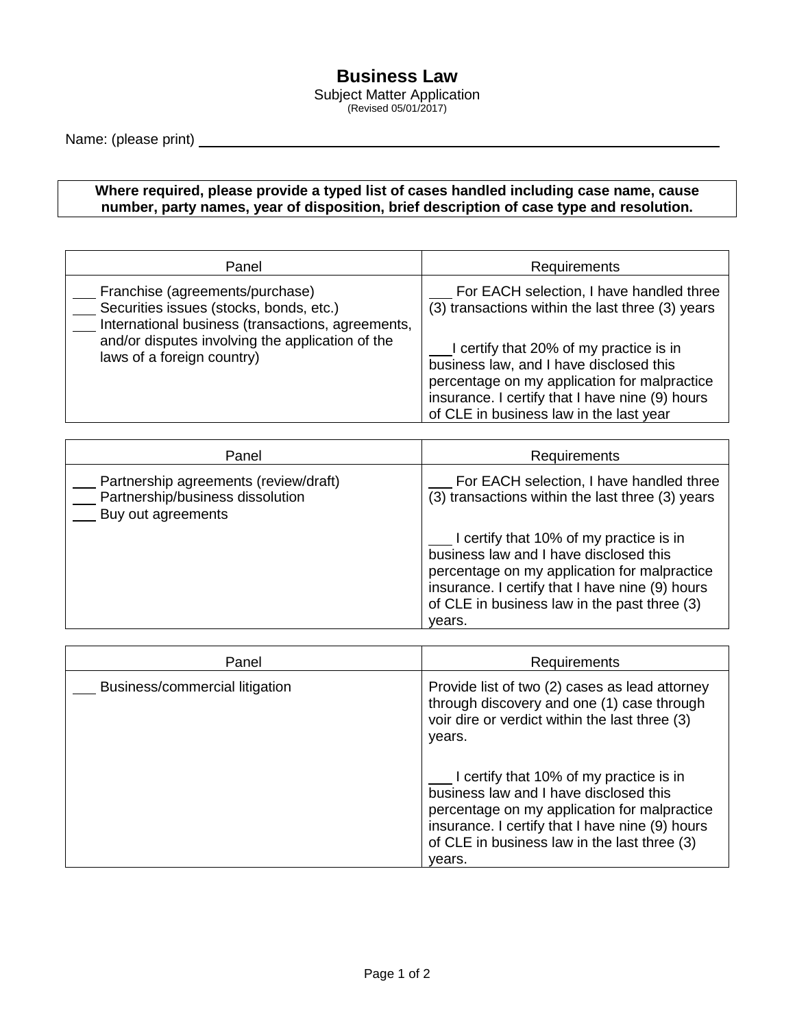# Business Law

Subject Matter Application
(Revised 05/01/2017)

Name: (please print) ______________________________

**Where required, please provide a typed list of cases handled including case name, cause number, party names, year of disposition, brief description of case type and resolution.**

| Panel | Requirements |
|---|---|
| ___ Franchise (agreements/purchase)<br>___ Securities issues (stocks, bonds, etc.)<br>___ International business (transactions, agreements, and/or disputes involving the application of the laws of a foreign country) | ___ For EACH selection, I have handled three (3) transactions within the last three (3) years<br><br>___I certify that 20% of my practice is in business law, and I have disclosed this percentage on my application for malpractice insurance. I certify that I have nine (9) hours of CLE in business law in the last year |

| Panel | Requirements |
|---|---|
| ___ Partnership agreements (review/draft)<br>___ Partnership/business dissolution<br>___ Buy out agreements | ___ For EACH selection, I have handled three (3) transactions within the last three (3) years<br><br>___ I certify that 10% of my practice is in business law and I have disclosed this percentage on my application for malpractice insurance. I certify that I have nine (9) hours of CLE in business law in the past three (3) years. |

| Panel | Requirements |
|---|---|
| ___ Business/commercial litigation | Provide list of two (2) cases as lead attorney through discovery and one (1) case through voir dire or verdict within the last three (3) years.<br><br>___ I certify that 10% of my practice is in business law and I have disclosed this percentage on my application for malpractice insurance. I certify that I have nine (9) hours of CLE in business law in the last three (3) years. |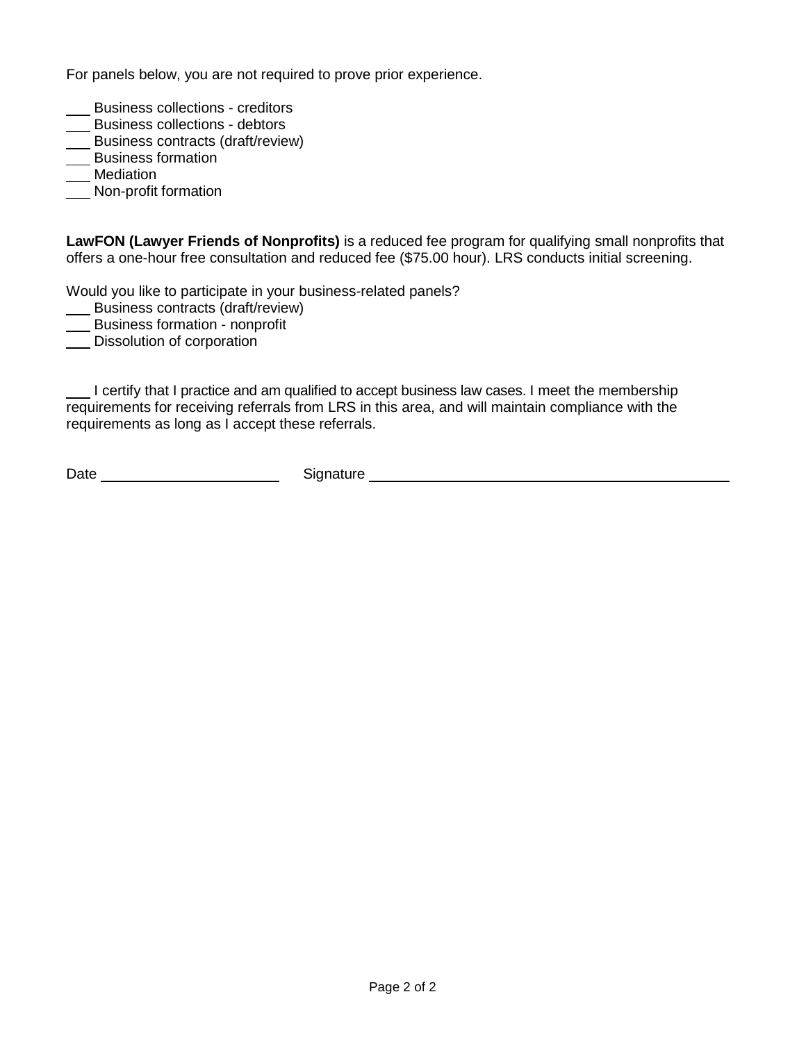For panels below, you are not required to prove prior experience.

___ Business collections - creditors
___ Business collections - debtors
___ Business contracts (draft/review)
___ Business formation
___ Mediation
___ Non-profit formation

**LawFON (Lawyer Friends of Nonprofits)** is a reduced fee program for qualifying small nonprofits that offers a one-hour free consultation and reduced fee ($75.00 hour). LRS conducts initial screening.

Would you like to participate in your business-related panels?
___ Business contracts (draft/review)
___ Business formation - nonprofit
___ Dissolution of corporation

___ I certify that I practice and am qualified to accept business law cases. I meet the membership requirements for receiving referrals from LRS in this area, and will maintain compliance with the requirements as long as I accept these referrals.

Date ______________________ Signature ____________________________________________